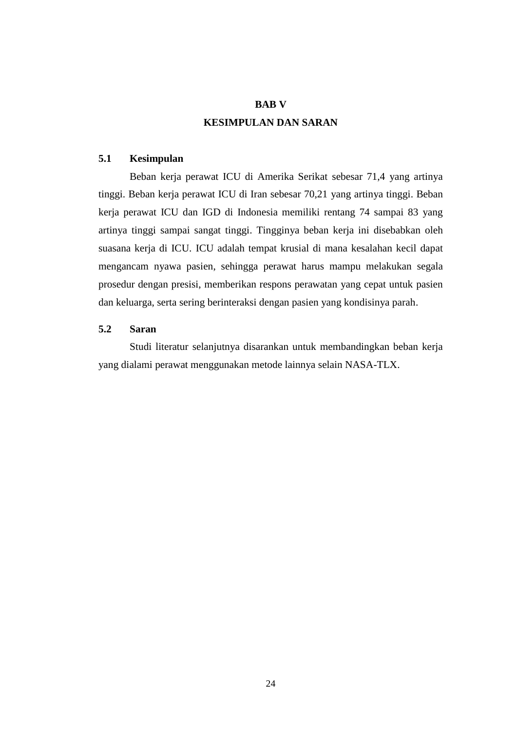# BAB V
# KESIMPULAN DAN SARAN

## 5.1 Kesimpulan

Beban kerja perawat ICU di Amerika Serikat sebesar 71,4 yang artinya tinggi. Beban kerja perawat ICU di Iran sebesar 70,21 yang artinya tinggi. Beban kerja perawat ICU dan IGD di Indonesia memiliki rentang 74 sampai 83 yang artinya tinggi sampai sangat tinggi. Tingginya beban kerja ini disebabkan oleh suasana kerja di ICU. ICU adalah tempat krusial di mana kesalahan kecil dapat mengancam nyawa pasien, sehingga perawat harus mampu melakukan segala prosedur dengan presisi, memberikan respons perawatan yang cepat untuk pasien dan keluarga, serta sering berinteraksi dengan pasien yang kondisinya parah.

## 5.2 Saran

Studi literatur selanjutnya disarankan untuk membandingkan beban kerja yang dialami perawat menggunakan metode lainnya selain NASA-TLX.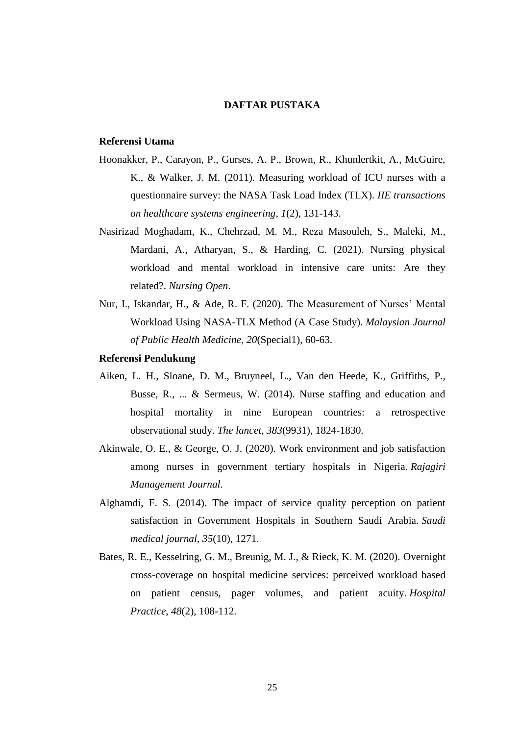# DAFTAR PUSTAKA

**Referensi Utama**

Hoonakker, P., Carayon, P., Gurses, A. P., Brown, R., Khunlertkit, A., McGuire, K., & Walker, J. M. (2011). Measuring workload of ICU nurses with a questionnaire survey: the NASA Task Load Index (TLX). *IIE transactions on healthcare systems engineering*, *1*(2), 131-143.

Nasirizad Moghadam, K., Chehrzad, M. M., Reza Masouleh, S., Maleki, M., Mardani, A., Atharyan, S., & Harding, C. (2021). Nursing physical workload and mental workload in intensive care units: Are they related?. *Nursing Open*.

Nur, I., Iskandar, H., & Ade, R. F. (2020). The Measurement of Nurses' Mental Workload Using NASA-TLX Method (A Case Study). *Malaysian Journal of Public Health Medicine*, *20*(Special1), 60-63.

**Referensi Pendukung**

Aiken, L. H., Sloane, D. M., Bruyneel, L., Van den Heede, K., Griffiths, P., Busse, R., ... & Sermeus, W. (2014). Nurse staffing and education and hospital mortality in nine European countries: a retrospective observational study. *The lancet*, *383*(9931), 1824-1830.

Akinwale, O. E., & George, O. J. (2020). Work environment and job satisfaction among nurses in government tertiary hospitals in Nigeria. *Rajagiri Management Journal*.

Alghamdi, F. S. (2014). The impact of service quality perception on patient satisfaction in Government Hospitals in Southern Saudi Arabia. *Saudi medical journal*, *35*(10), 1271.

Bates, R. E., Kesselring, G. M., Breunig, M. J., & Rieck, K. M. (2020). Overnight cross-coverage on hospital medicine services: perceived workload based on patient census, pager volumes, and patient acuity. *Hospital Practice*, *48*(2), 108-112.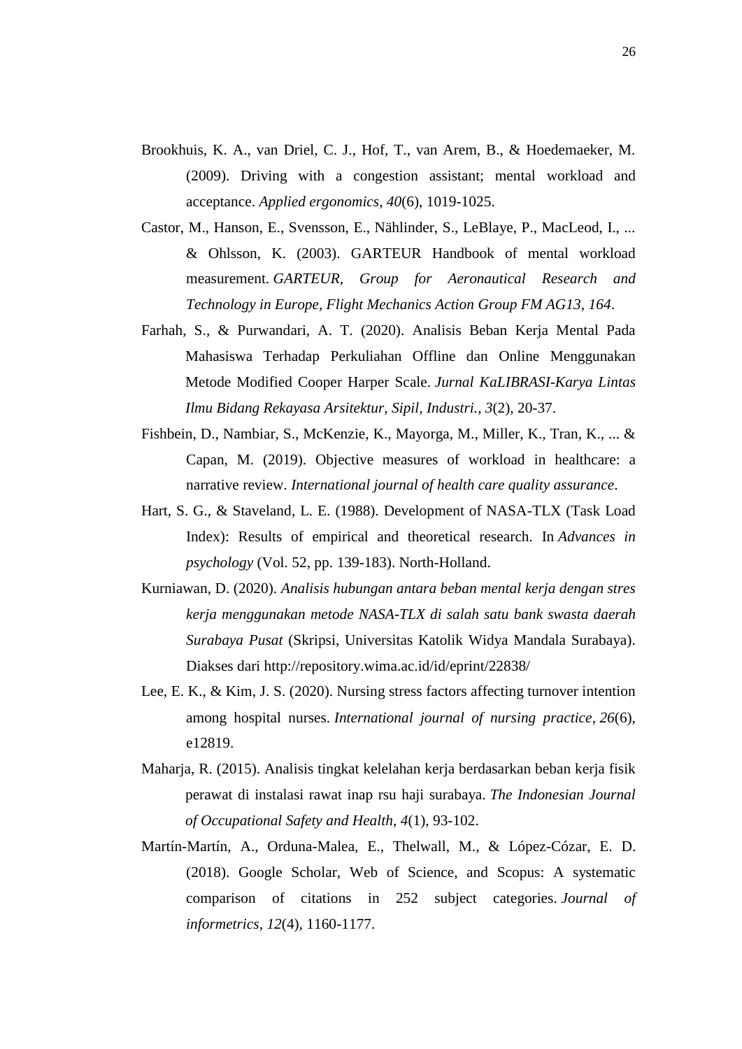Brookhuis, K. A., van Driel, C. J., Hof, T., van Arem, B., & Hoedemaeker, M. (2009). Driving with a congestion assistant; mental workload and acceptance. *Applied ergonomics*, *40*(6), 1019-1025.

Castor, M., Hanson, E., Svensson, E., Nählinder, S., LeBlaye, P., MacLeod, I., ... & Ohlsson, K. (2003). GARTEUR Handbook of mental workload measurement. *GARTEUR, Group for Aeronautical Research and Technology in Europe, Flight Mechanics Action Group FM AG13*, *164*.

Farhah, S., & Purwandari, A. T. (2020). Analisis Beban Kerja Mental Pada Mahasiswa Terhadap Perkuliahan Offline dan Online Menggunakan Metode Modified Cooper Harper Scale. *Jurnal KaLIBRASI-Karya Lintas Ilmu Bidang Rekayasa Arsitektur, Sipil, Industri.*, *3*(2), 20-37.

Fishbein, D., Nambiar, S., McKenzie, K., Mayorga, M., Miller, K., Tran, K., ... & Capan, M. (2019). Objective measures of workload in healthcare: a narrative review. *International journal of health care quality assurance*.

Hart, S. G., & Staveland, L. E. (1988). Development of NASA-TLX (Task Load Index): Results of empirical and theoretical research. In *Advances in psychology* (Vol. 52, pp. 139-183). North-Holland.

Kurniawan, D. (2020). *Analisis hubungan antara beban mental kerja dengan stres kerja menggunakan metode NASA-TLX di salah satu bank swasta daerah Surabaya Pusat* (Skripsi, Universitas Katolik Widya Mandala Surabaya). Diakses dari http://repository.wima.ac.id/id/eprint/22838/

Lee, E. K., & Kim, J. S. (2020). Nursing stress factors affecting turnover intention among hospital nurses. *International journal of nursing practice*, *26*(6), e12819.

Maharja, R. (2015). Analisis tingkat kelelahan kerja berdasarkan beban kerja fisik perawat di instalasi rawat inap rsu haji surabaya. *The Indonesian Journal of Occupational Safety and Health*, *4*(1), 93-102.

Martín-Martín, A., Orduna-Malea, E., Thelwall, M., & López-Cózar, E. D. (2018). Google Scholar, Web of Science, and Scopus: A systematic comparison of citations in 252 subject categories. *Journal of informetrics*, *12*(4), 1160-1177.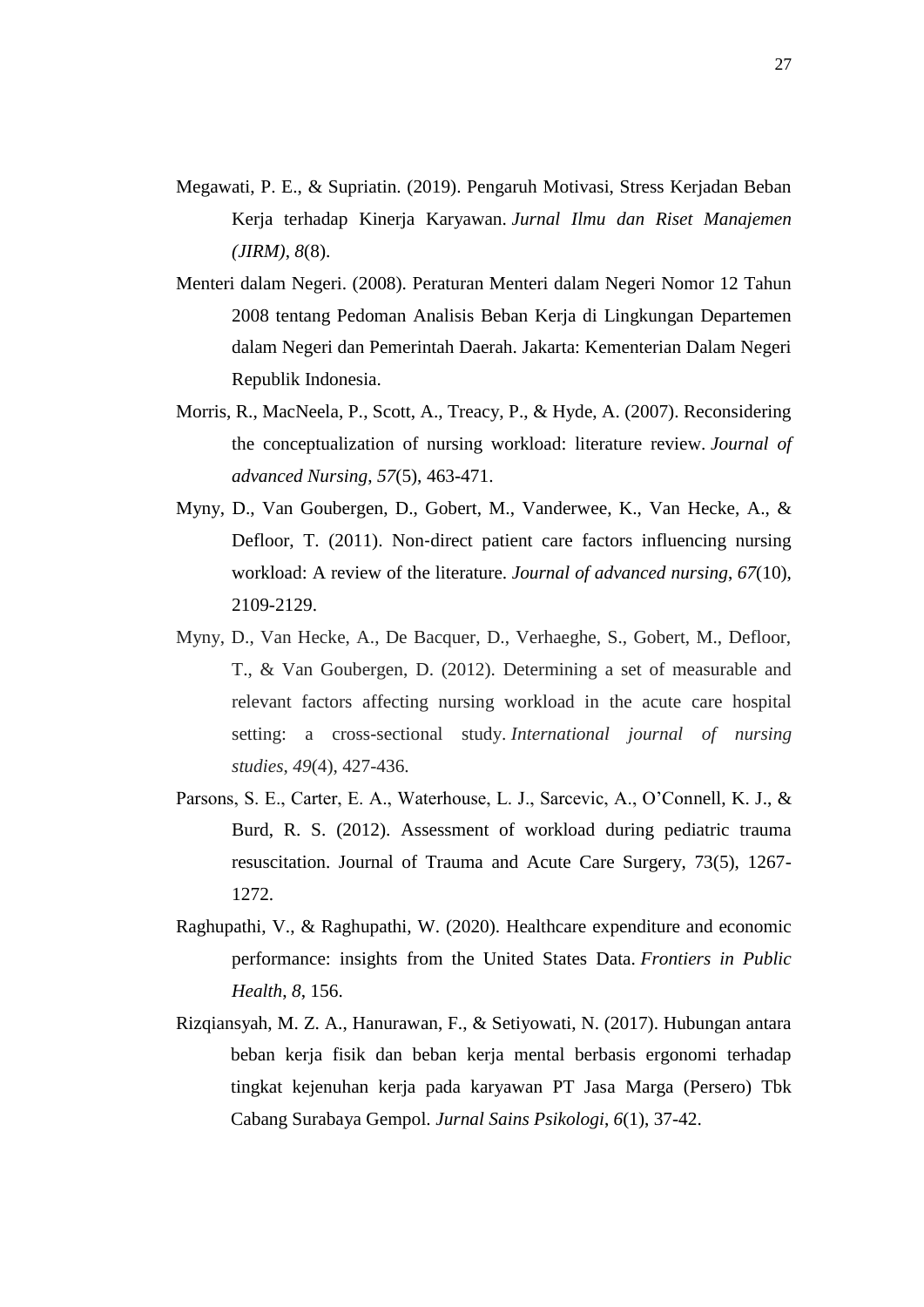Megawati, P. E., & Supriatin. (2019). Pengaruh Motivasi, Stress Kerjadan Beban Kerja terhadap Kinerja Karyawan. *Jurnal Ilmu dan Riset Manajemen (JIRM)*, *8*(8).

Menteri dalam Negeri. (2008). Peraturan Menteri dalam Negeri Nomor 12 Tahun 2008 tentang Pedoman Analisis Beban Kerja di Lingkungan Departemen dalam Negeri dan Pemerintah Daerah. Jakarta: Kementerian Dalam Negeri Republik Indonesia.

Morris, R., MacNeela, P., Scott, A., Treacy, P., & Hyde, A. (2007). Reconsidering the conceptualization of nursing workload: literature review. *Journal of advanced Nursing*, *57*(5), 463-471.

Myny, D., Van Goubergen, D., Gobert, M., Vanderwee, K., Van Hecke, A., & Defloor, T. (2011). Non‐direct patient care factors influencing nursing workload: A review of the literature. *Journal of advanced nursing*, *67*(10), 2109-2129.

Myny, D., Van Hecke, A., De Bacquer, D., Verhaeghe, S., Gobert, M., Defloor, T., & Van Goubergen, D. (2012). Determining a set of measurable and relevant factors affecting nursing workload in the acute care hospital setting: a cross-sectional study. *International journal of nursing studies*, *49*(4), 427-436.

Parsons, S. E., Carter, E. A., Waterhouse, L. J., Sarcevic, A., O'Connell, K. J., & Burd, R. S. (2012). Assessment of workload during pediatric trauma resuscitation. Journal of Trauma and Acute Care Surgery, 73(5), 1267-1272.

Raghupathi, V., & Raghupathi, W. (2020). Healthcare expenditure and economic performance: insights from the United States Data. *Frontiers in Public Health*, *8*, 156.

Rizqiansyah, M. Z. A., Hanurawan, F., & Setiyowati, N. (2017). Hubungan antara beban kerja fisik dan beban kerja mental berbasis ergonomi terhadap tingkat kejenuhan kerja pada karyawan PT Jasa Marga (Persero) Tbk Cabang Surabaya Gempol. *Jurnal Sains Psikologi*, *6*(1), 37-42.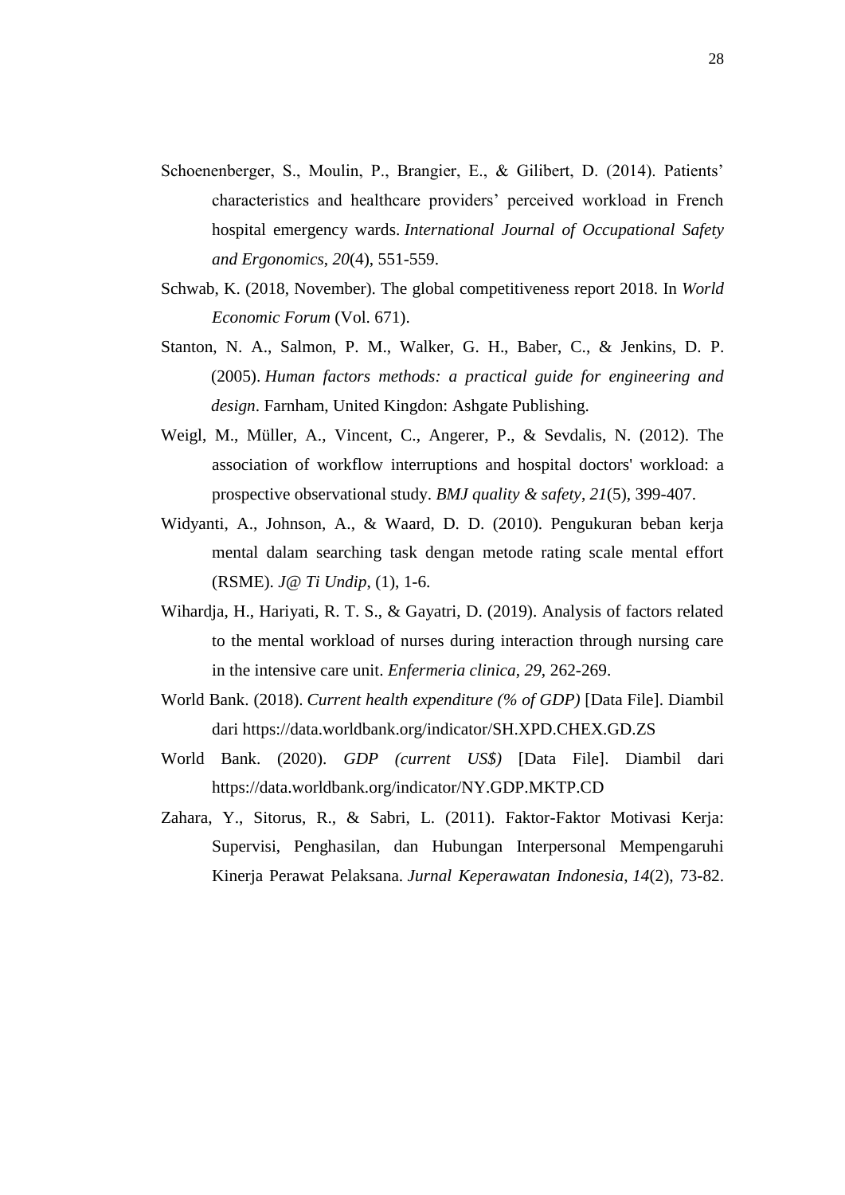Schoenenberger, S., Moulin, P., Brangier, E., & Gilibert, D. (2014). Patients' characteristics and healthcare providers' perceived workload in French hospital emergency wards. *International Journal of Occupational Safety and Ergonomics*, *20*(4), 551-559.

Schwab, K. (2018, November). The global competitiveness report 2018. In *World Economic Forum* (Vol. 671).

Stanton, N. A., Salmon, P. M., Walker, G. H., Baber, C., & Jenkins, D. P. (2005). *Human factors methods: a practical guide for engineering and design*. Farnham, United Kingdon: Ashgate Publishing.

Weigl, M., Müller, A., Vincent, C., Angerer, P., & Sevdalis, N. (2012). The association of workflow interruptions and hospital doctors' workload: a prospective observational study. *BMJ quality & safety*, *21*(5), 399-407.

Widyanti, A., Johnson, A., & Waard, D. D. (2010). Pengukuran beban kerja mental dalam searching task dengan metode rating scale mental effort (RSME). *J@ Ti Undip*, (1), 1-6.

Wihardja, H., Hariyati, R. T. S., & Gayatri, D. (2019). Analysis of factors related to the mental workload of nurses during interaction through nursing care in the intensive care unit. *Enfermeria clinica*, *29*, 262-269.

World Bank. (2018). *Current health expenditure (% of GDP)* [Data File]. Diambil dari https://data.worldbank.org/indicator/SH.XPD.CHEX.GD.ZS

World Bank. (2020). *GDP (current US$)* [Data File]. Diambil dari https://data.worldbank.org/indicator/NY.GDP.MKTP.CD

Zahara, Y., Sitorus, R., & Sabri, L. (2011). Faktor-Faktor Motivasi Kerja: Supervisi, Penghasilan, dan Hubungan Interpersonal Mempengaruhi Kinerja Perawat Pelaksana. *Jurnal Keperawatan Indonesia*, *14*(2), 73-82.